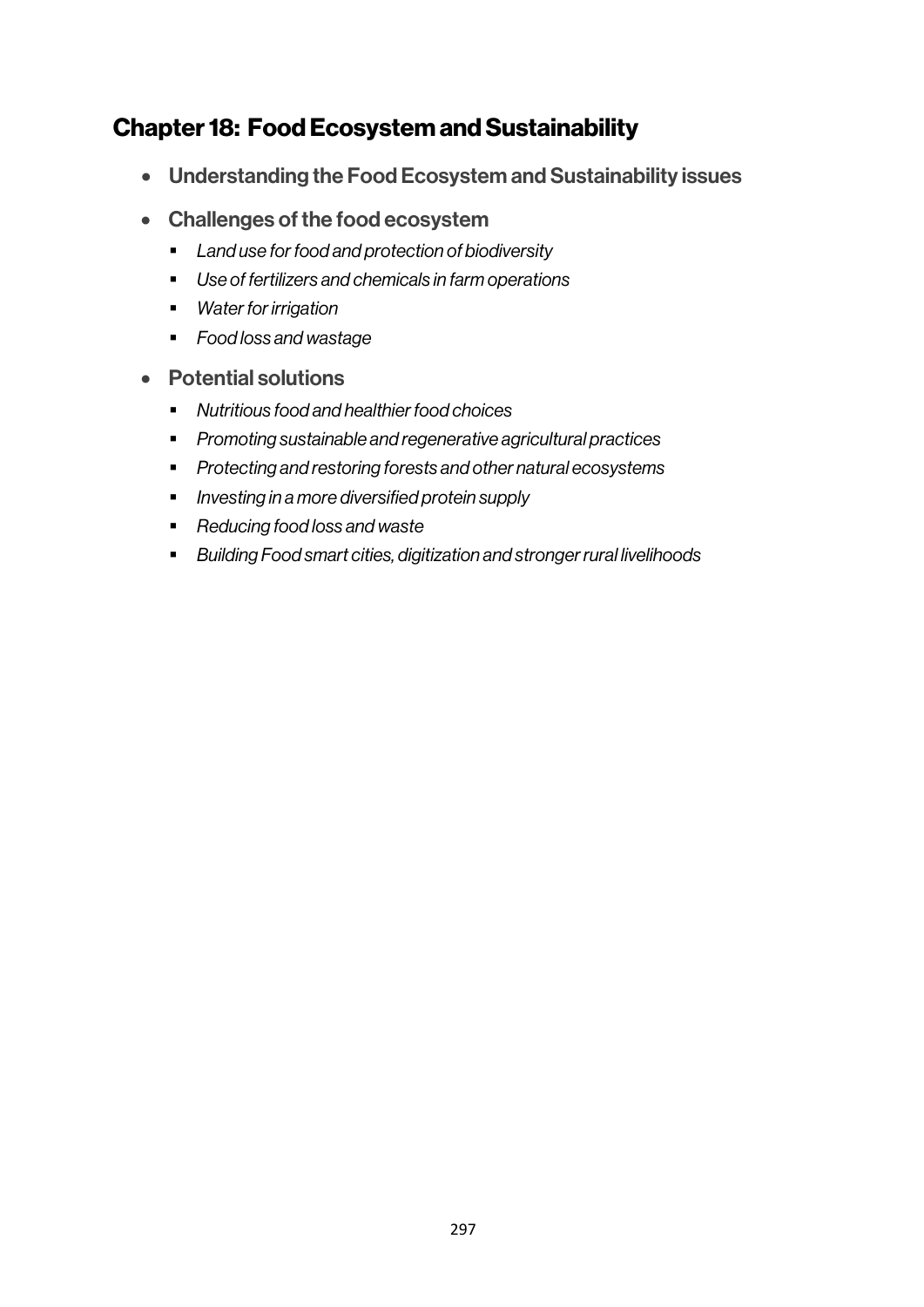# Chapter 18: Food Ecosystem and Sustainability

- **Understanding the Food Ecosystem and Sustainability issues**
- **Challenges of the food ecosystem**
  - *Land use for food and protection of biodiversity*
  - *Use of fertilizers and chemicals in farm operations*
  - *Water for irrigation*
  - *Food loss and wastage*
- **Potential solutions**
  - *Nutritious food and healthier food choices*
  - *Promoting sustainable and regenerative agricultural practices*
  - *Protecting and restoring forests and other natural ecosystems*
  - *Investing in a more diversified protein supply*
  - *Reducing food loss and waste*
  - *Building Food smart cities, digitization and stronger rural livelihoods*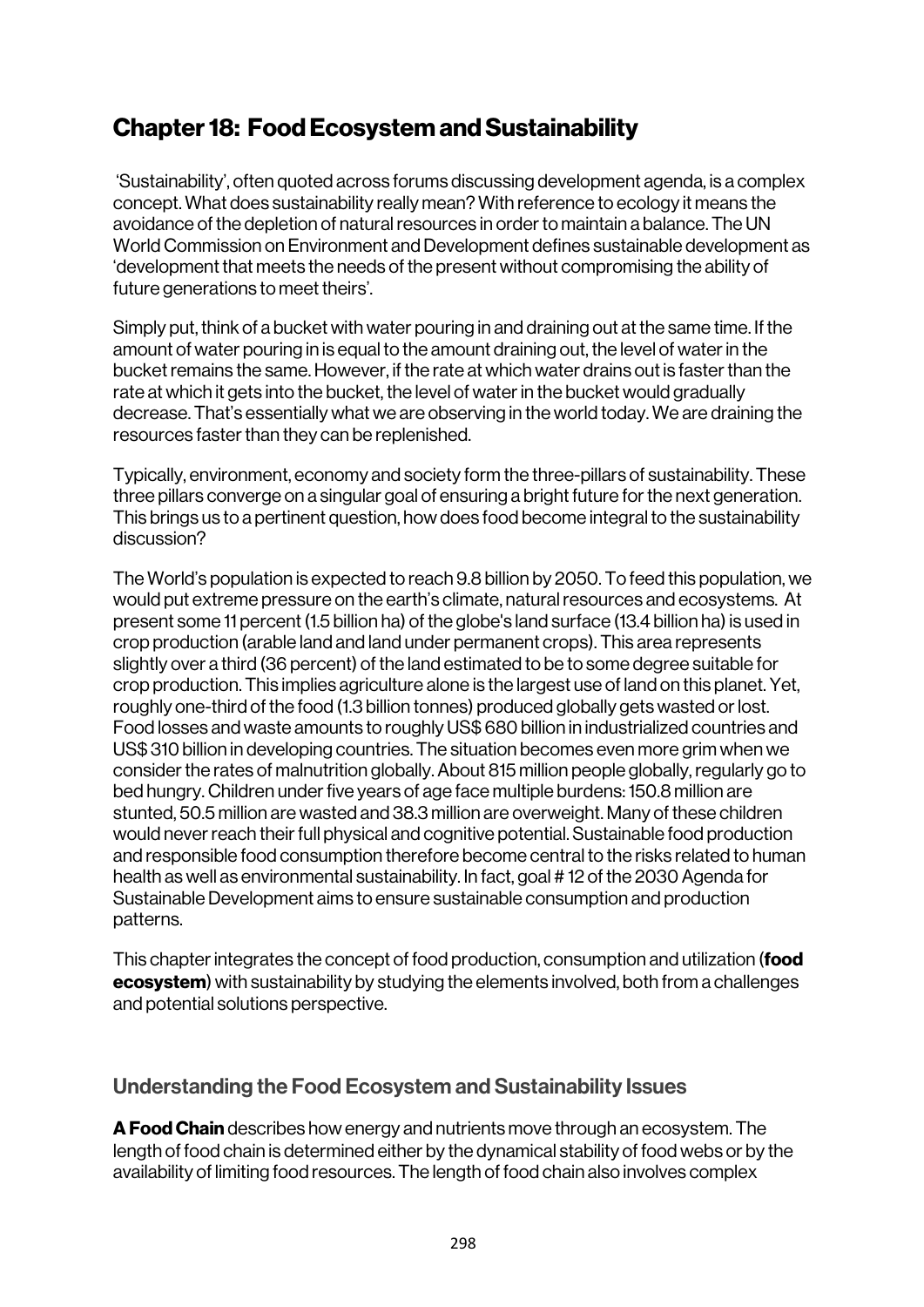# Chapter 18: Food Ecosystem and Sustainability

'Sustainability', often quoted across forums discussing development agenda, is a complex concept. What does sustainability really mean? With reference to ecology it means the avoidance of the depletion of natural resources in order to maintain a balance. The UN World Commission on Environment and Development defines sustainable development as 'development that meets the needs of the present without compromising the ability of future generations to meet theirs'.

Simply put, think of a bucket with water pouring in and draining out at the same time. If the amount of water pouring in is equal to the amount draining out, the level of water in the bucket remains the same. However, if the rate at which water drains out is faster than the rate at which it gets into the bucket, the level of water in the bucket would gradually decrease. That's essentially what we are observing in the world today. We are draining the resources faster than they can be replenished.

Typically, environment, economy and society form the three-pillars of sustainability. These three pillars converge on a singular goal of ensuring a bright future for the next generation. This brings us to a pertinent question, how does food become integral to the sustainability discussion?

The World's population is expected to reach 9.8 billion by 2050. To feed this population, we would put extreme pressure on the earth's climate, natural resources and ecosystems. At present some 11 percent (1.5 billion ha) of the globe's land surface (13.4 billion ha) is used in crop production (arable land and land under permanent crops). This area represents slightly over a third (36 percent) of the land estimated to be to some degree suitable for crop production. This implies agriculture alone is the largest use of land on this planet. Yet, roughly one-third of the food (1.3 billion tonnes) produced globally gets wasted or lost. Food losses and waste amounts to roughly US$ 680 billion in industrialized countries and US$ 310 billion in developing countries. The situation becomes even more grim when we consider the rates of malnutrition globally. About 815 million people globally, regularly go to bed hungry. Children under five years of age face multiple burdens: 150.8 million are stunted, 50.5 million are wasted and 38.3 million are overweight. Many of these children would never reach their full physical and cognitive potential. Sustainable food production and responsible food consumption therefore become central to the risks related to human health as well as environmental sustainability. In fact, goal # 12 of the 2030 Agenda for Sustainable Development aims to ensure sustainable consumption and production patterns.

This chapter integrates the concept of food production, consumption and utilization (**food ecosystem**) with sustainability by studying the elements involved, both from a challenges and potential solutions perspective.

## Understanding the Food Ecosystem and Sustainability Issues

**A Food Chain** describes how energy and nutrients move through an ecosystem. The length of food chain is determined either by the dynamical stability of food webs or by the availability of limiting food resources. The length of food chain also involves complex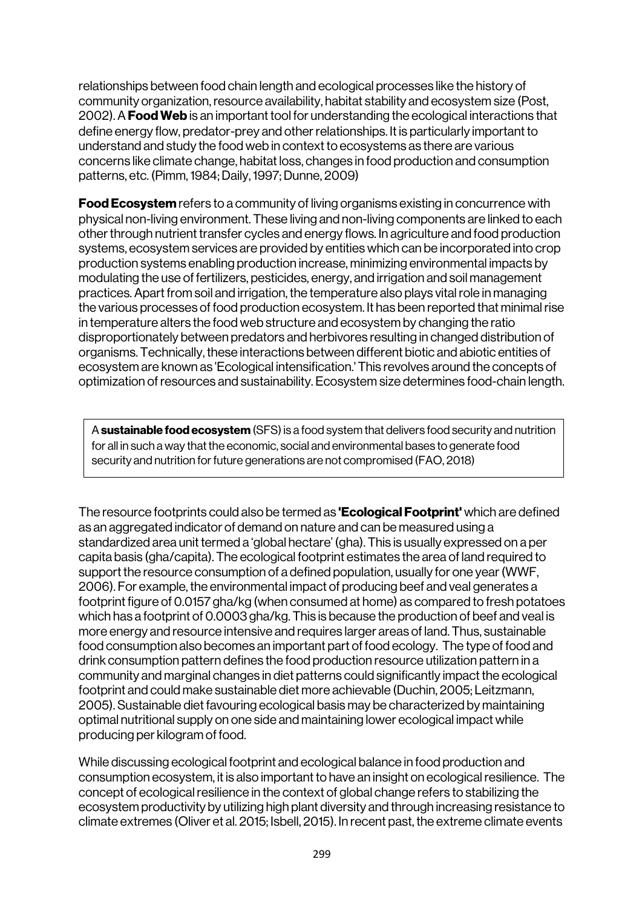relationships between food chain length and ecological processes like the history of community organization, resource availability, habitat stability and ecosystem size (Post, 2002). A **Food Web** is an important tool for understanding the ecological interactions that define energy flow, predator-prey and other relationships. It is particularly important to understand and study the food web in context to ecosystems as there are various concerns like climate change, habitat loss, changes in food production and consumption patterns, etc. (Pimm, 1984; Daily, 1997; Dunne, 2009)

**Food Ecosystem** refers to a community of living organisms existing in concurrence with physical non-living environment. These living and non-living components are linked to each other through nutrient transfer cycles and energy flows. In agriculture and food production systems, ecosystem services are provided by entities which can be incorporated into crop production systems enabling production increase, minimizing environmental impacts by modulating the use of fertilizers, pesticides, energy, and irrigation and soil management practices. Apart from soil and irrigation, the temperature also plays vital role in managing the various processes of food production ecosystem. It has been reported that minimal rise in temperature alters the food web structure and ecosystem by changing the ratio disproportionately between predators and herbivores resulting in changed distribution of organisms. Technically, these interactions between different biotic and abiotic entities of ecosystem are known as 'Ecological intensification.' This revolves around the concepts of optimization of resources and sustainability. Ecosystem size determines food-chain length.

> A **sustainable food ecosystem** (SFS) is a food system that delivers food security and nutrition for all in such a way that the economic, social and environmental bases to generate food security and nutrition for future generations are not compromised (FAO, 2018)

The resource footprints could also be termed as **'Ecological Footprint'** which are defined as an aggregated indicator of demand on nature and can be measured using a standardized area unit termed a 'global hectare' (gha). This is usually expressed on a per capita basis (gha/capita). The ecological footprint estimates the area of land required to support the resource consumption of a defined population, usually for one year (WWF, 2006). For example, the environmental impact of producing beef and veal generates a footprint figure of 0.0157 gha/kg (when consumed at home) as compared to fresh potatoes which has a footprint of 0.0003 gha/kg. This is because the production of beef and veal is more energy and resource intensive and requires larger areas of land. Thus, sustainable food consumption also becomes an important part of food ecology. The type of food and drink consumption pattern defines the food production resource utilization pattern in a community and marginal changes in diet patterns could significantly impact the ecological footprint and could make sustainable diet more achievable (Duchin, 2005; Leitzmann, 2005). Sustainable diet favouring ecological basis may be characterized by maintaining optimal nutritional supply on one side and maintaining lower ecological impact while producing per kilogram of food.

While discussing ecological footprint and ecological balance in food production and consumption ecosystem, it is also important to have an insight on ecological resilience. The concept of ecological resilience in the context of global change refers to stabilizing the ecosystem productivity by utilizing high plant diversity and through increasing resistance to climate extremes (Oliver et al. 2015; Isbell, 2015). In recent past, the extreme climate events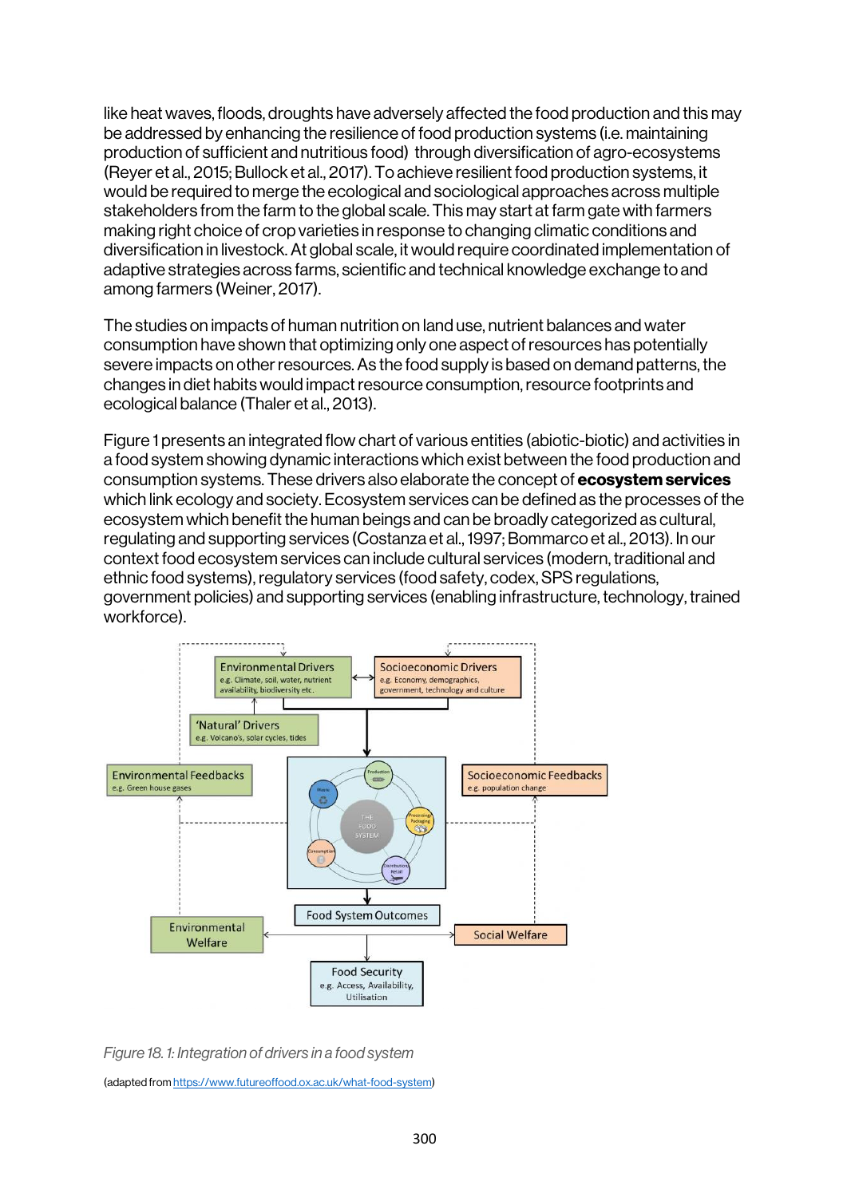like heat waves, floods, droughts have adversely affected the food production and this may be addressed by enhancing the resilience of food production systems (i.e. maintaining production of sufficient and nutritious food) through diversification of agro-ecosystems (Reyer et al., 2015; Bullock et al., 2017). To achieve resilient food production systems, it would be required to merge the ecological and sociological approaches across multiple stakeholders from the farm to the global scale. This may start at farm gate with farmers making right choice of crop varieties in response to changing climatic conditions and diversification in livestock. At global scale, it would require coordinated implementation of adaptive strategies across farms, scientific and technical knowledge exchange to and among farmers (Weiner, 2017).

The studies on impacts of human nutrition on land use, nutrient balances and water consumption have shown that optimizing only one aspect of resources has potentially severe impacts on other resources. As the food supply is based on demand patterns, the changes in diet habits would impact resource consumption, resource footprints and ecological balance (Thaler et al., 2013).

Figure 1 presents an integrated flow chart of various entities (abiotic-biotic) and activities in a food system showing dynamic interactions which exist between the food production and consumption systems. These drivers also elaborate the concept of **ecosystem services** which link ecology and society. Ecosystem services can be defined as the processes of the ecosystem which benefit the human beings and can be broadly categorized as cultural, regulating and supporting services (Costanza et al., 1997; Bommarco et al., 2013). In our context food ecosystem services can include cultural services (modern, traditional and ethnic food systems), regulatory services (food safety, codex, SPS regulations, government policies) and supporting services (enabling infrastructure, technology, trained workforce).

*Figure 18. 1: Integration of drivers in a food system*

(adapted from https://www.futureoffood.ox.ac.uk/what-food-system)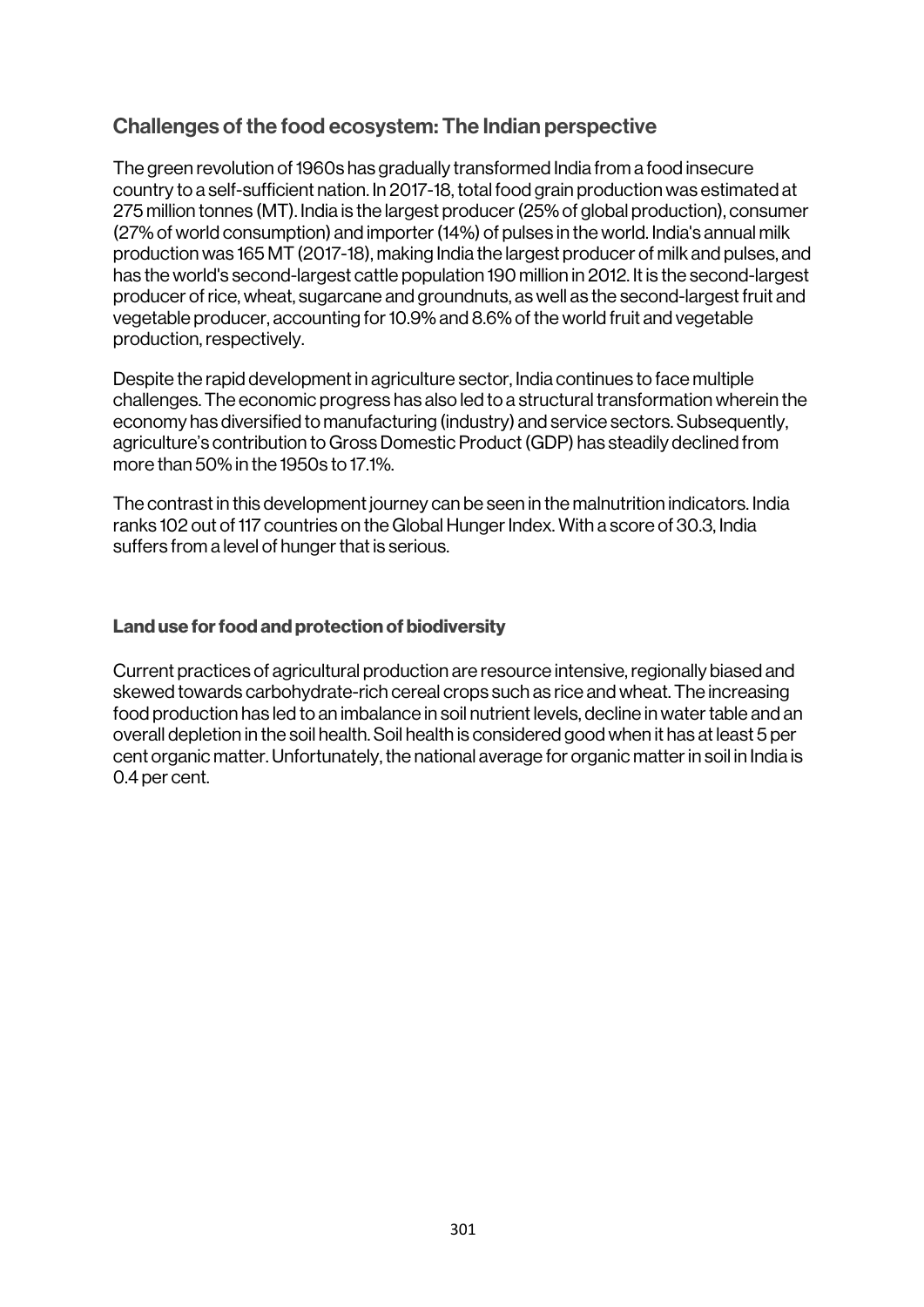## Challenges of the food ecosystem: The Indian perspective

The green revolution of 1960s has gradually transformed India from a food insecure country to a self-sufficient nation. In 2017-18, total food grain production was estimated at 275 million tonnes (MT). India is the largest producer (25% of global production), consumer (27% of world consumption) and importer (14%) of pulses in the world. India's annual milk production was 165 MT (2017-18), making India the largest producer of milk and pulses, and has the world's second-largest cattle population 190 million in 2012. It is the second-largest producer of rice, wheat, sugarcane and groundnuts, as well as the second-largest fruit and vegetable producer, accounting for 10.9% and 8.6% of the world fruit and vegetable production, respectively.

Despite the rapid development in agriculture sector, India continues to face multiple challenges. The economic progress has also led to a structural transformation wherein the economy has diversified to manufacturing (industry) and service sectors. Subsequently, agriculture's contribution to Gross Domestic Product (GDP) has steadily declined from more than 50% in the 1950s to 17.1%.

The contrast in this development journey can be seen in the malnutrition indicators. India ranks 102 out of 117 countries on the Global Hunger Index. With a score of 30.3, India suffers from a level of hunger that is serious.

### Land use for food and protection of biodiversity

Current practices of agricultural production are resource intensive, regionally biased and skewed towards carbohydrate-rich cereal crops such as rice and wheat. The increasing food production has led to an imbalance in soil nutrient levels, decline in water table and an overall depletion in the soil health. Soil health is considered good when it has at least 5 per cent organic matter. Unfortunately, the national average for organic matter in soil in India is 0.4 per cent.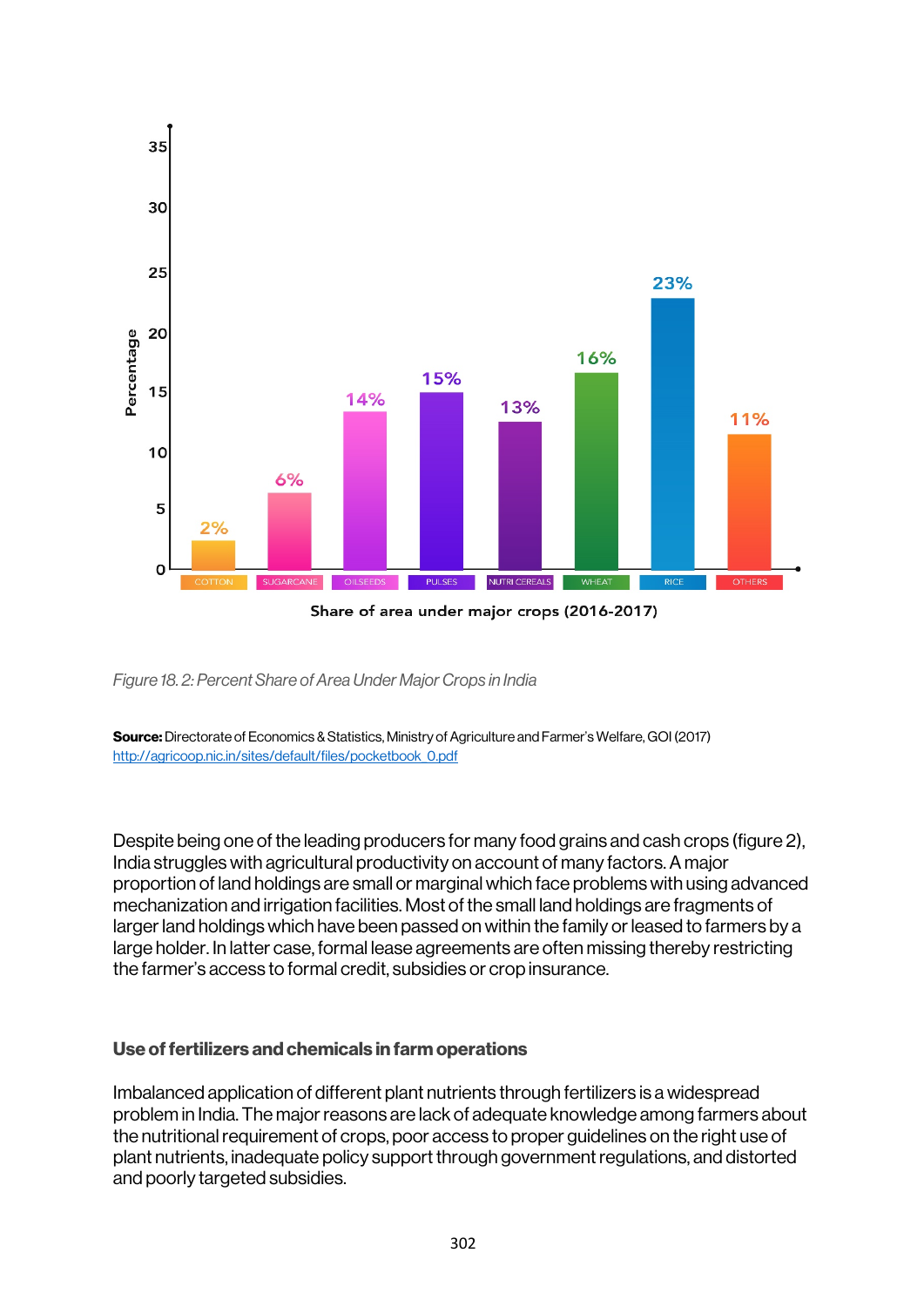*Figure 18. 2: Percent Share of Area Under Major Crops in India*

**Source:** Directorate of Economics & Statistics, Ministry of Agriculture and Farmer's Welfare, GOI (2017) http://agricoop.nic.in/sites/default/files/pocketbook_0.pdf

Despite being one of the leading producers for many food grains and cash crops (figure 2), India struggles with agricultural productivity on account of many factors. A major proportion of land holdings are small or marginal which face problems with using advanced mechanization and irrigation facilities. Most of the small land holdings are fragments of larger land holdings which have been passed on within the family or leased to farmers by a large holder. In latter case, formal lease agreements are often missing thereby restricting the farmer's access to formal credit, subsidies or crop insurance.

### Use of fertilizers and chemicals in farm operations

Imbalanced application of different plant nutrients through fertilizers is a widespread problem in India. The major reasons are lack of adequate knowledge among farmers about the nutritional requirement of crops, poor access to proper guidelines on the right use of plant nutrients, inadequate policy support through government regulations, and distorted and poorly targeted subsidies.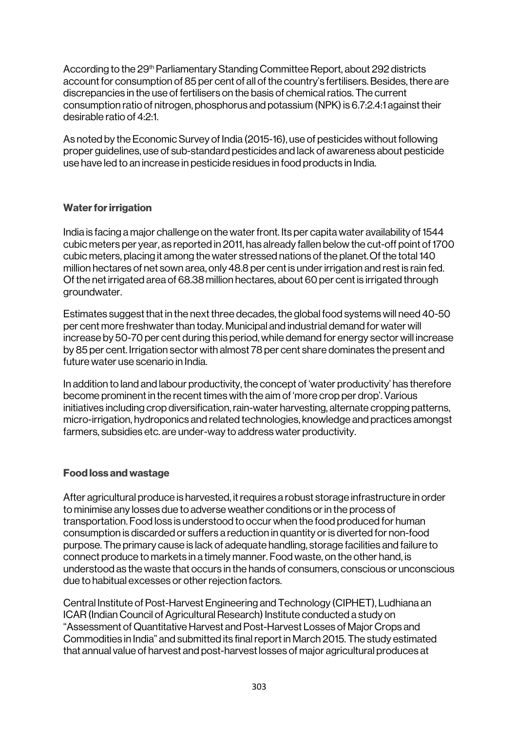According to the 29th Parliamentary Standing Committee Report, about 292 districts account for consumption of 85 per cent of all of the country's fertilisers. Besides, there are discrepancies in the use of fertilisers on the basis of chemical ratios. The current consumption ratio of nitrogen, phosphorus and potassium (NPK) is 6.7:2.4:1 against their desirable ratio of 4:2:1.

As noted by the Economic Survey of India (2015-16), use of pesticides without following proper guidelines, use of sub-standard pesticides and lack of awareness about pesticide use have led to an increase in pesticide residues in food products in India.

### Water for irrigation

India is facing a major challenge on the water front. Its per capita water availability of 1544 cubic meters per year, as reported in 2011, has already fallen below the cut-off point of 1700 cubic meters, placing it among the water stressed nations of the planet. Of the total 140 million hectares of net sown area, only 48.8 per cent is under irrigation and rest is rain fed. Of the net irrigated area of 68.38 million hectares, about 60 per cent is irrigated through groundwater.

Estimates suggest that in the next three decades, the global food systems will need 40-50 per cent more freshwater than today. Municipal and industrial demand for water will increase by 50-70 per cent during this period, while demand for energy sector will increase by 85 per cent. Irrigation sector with almost 78 per cent share dominates the present and future water use scenario in India.

In addition to land and labour productivity, the concept of 'water productivity' has therefore become prominent in the recent times with the aim of 'more crop per drop'. Various initiatives including crop diversification, rain-water harvesting, alternate cropping patterns, micro-irrigation, hydroponics and related technologies, knowledge and practices amongst farmers, subsidies etc. are under-way to address water productivity.

### Food loss and wastage

After agricultural produce is harvested, it requires a robust storage infrastructure in order to minimise any losses due to adverse weather conditions or in the process of transportation. Food loss is understood to occur when the food produced for human consumption is discarded or suffers a reduction in quantity or is diverted for non-food purpose. The primary cause is lack of adequate handling, storage facilities and failure to connect produce to markets in a timely manner. Food waste, on the other hand, is understood as the waste that occurs in the hands of consumers, conscious or unconscious due to habitual excesses or other rejection factors.

Central Institute of Post-Harvest Engineering and Technology (CIPHET), Ludhiana an ICAR (Indian Council of Agricultural Research) Institute conducted a study on "Assessment of Quantitative Harvest and Post-Harvest Losses of Major Crops and Commodities in India" and submitted its final report in March 2015. The study estimated that annual value of harvest and post-harvest losses of major agricultural produces at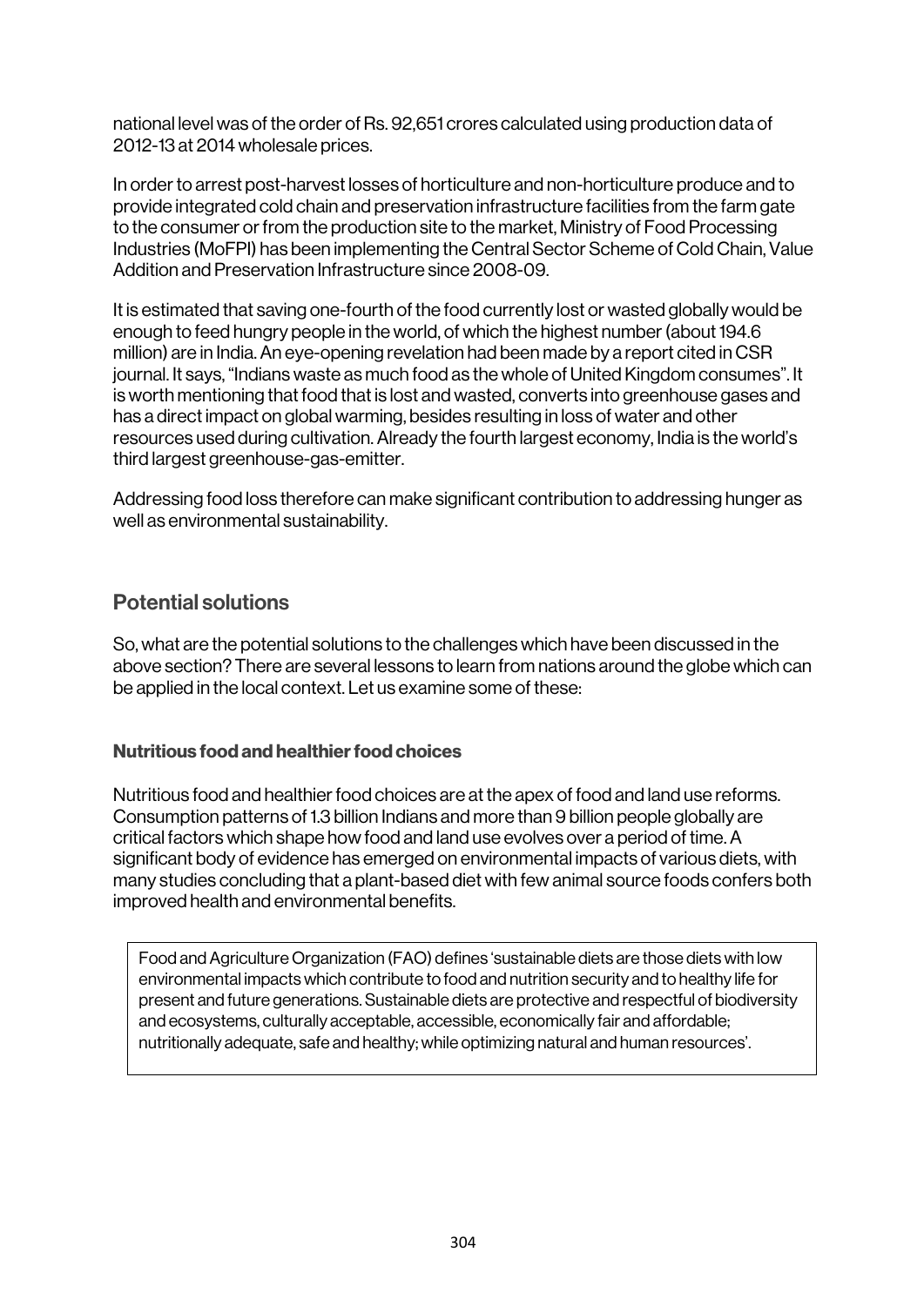national level was of the order of Rs. 92,651 crores calculated using production data of 2012-13 at 2014 wholesale prices.

In order to arrest post-harvest losses of horticulture and non-horticulture produce and to provide integrated cold chain and preservation infrastructure facilities from the farm gate to the consumer or from the production site to the market, Ministry of Food Processing Industries (MoFPI) has been implementing the Central Sector Scheme of Cold Chain, Value Addition and Preservation Infrastructure since 2008-09.

It is estimated that saving one-fourth of the food currently lost or wasted globally would be enough to feed hungry people in the world, of which the highest number (about 194.6 million) are in India. An eye-opening revelation had been made by a report cited in CSR journal. It says, "Indians waste as much food as the whole of United Kingdom consumes". It is worth mentioning that food that is lost and wasted, converts into greenhouse gases and has a direct impact on global warming, besides resulting in loss of water and other resources used during cultivation. Already the fourth largest economy, India is the world's third largest greenhouse-gas-emitter.

Addressing food loss therefore can make significant contribution to addressing hunger as well as environmental sustainability.

## Potential solutions

So, what are the potential solutions to the challenges which have been discussed in the above section? There are several lessons to learn from nations around the globe which can be applied in the local context. Let us examine some of these:

### Nutritious food and healthier food choices

Nutritious food and healthier food choices are at the apex of food and land use reforms. Consumption patterns of 1.3 billion Indians and more than 9 billion people globally are critical factors which shape how food and land use evolves over a period of time. A significant body of evidence has emerged on environmental impacts of various diets, with many studies concluding that a plant-based diet with few animal source foods confers both improved health and environmental benefits.

> Food and Agriculture Organization (FAO) defines 'sustainable diets are those diets with low environmental impacts which contribute to food and nutrition security and to healthy life for present and future generations. Sustainable diets are protective and respectful of biodiversity and ecosystems, culturally acceptable, accessible, economically fair and affordable; nutritionally adequate, safe and healthy; while optimizing natural and human resources'.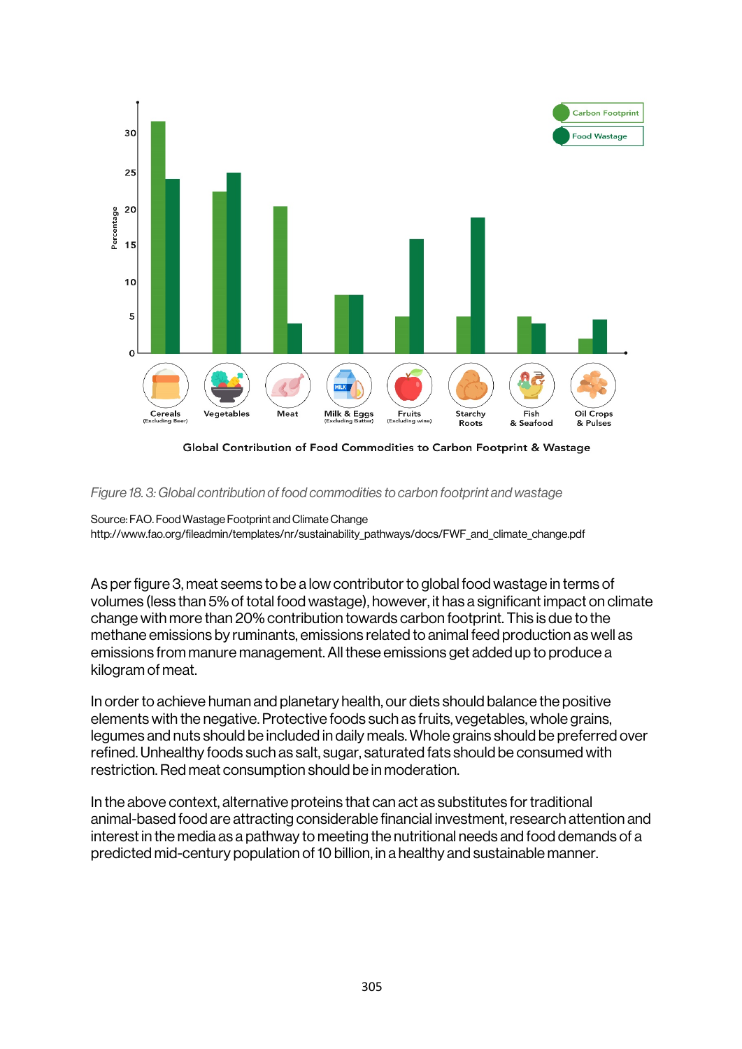*Figure 18. 3: Global contribution of food commodities to carbon footprint and wastage*

Source: FAO. Food Wastage Footprint and Climate Change
http://www.fao.org/fileadmin/templates/nr/sustainability_pathways/docs/FWF_and_climate_change.pdf

As per figure 3, meat seems to be a low contributor to global food wastage in terms of volumes (less than 5% of total food wastage), however, it has a significant impact on climate change with more than 20% contribution towards carbon footprint. This is due to the methane emissions by ruminants, emissions related to animal feed production as well as emissions from manure management. All these emissions get added up to produce a kilogram of meat.

In order to achieve human and planetary health, our diets should balance the positive elements with the negative. Protective foods such as fruits, vegetables, whole grains, legumes and nuts should be included in daily meals. Whole grains should be preferred over refined. Unhealthy foods such as salt, sugar, saturated fats should be consumed with restriction. Red meat consumption should be in moderation.

In the above context, alternative proteins that can act as substitutes for traditional animal-based food are attracting considerable financial investment, research attention and interest in the media as a pathway to meeting the nutritional needs and food demands of a predicted mid-century population of 10 billion, in a healthy and sustainable manner.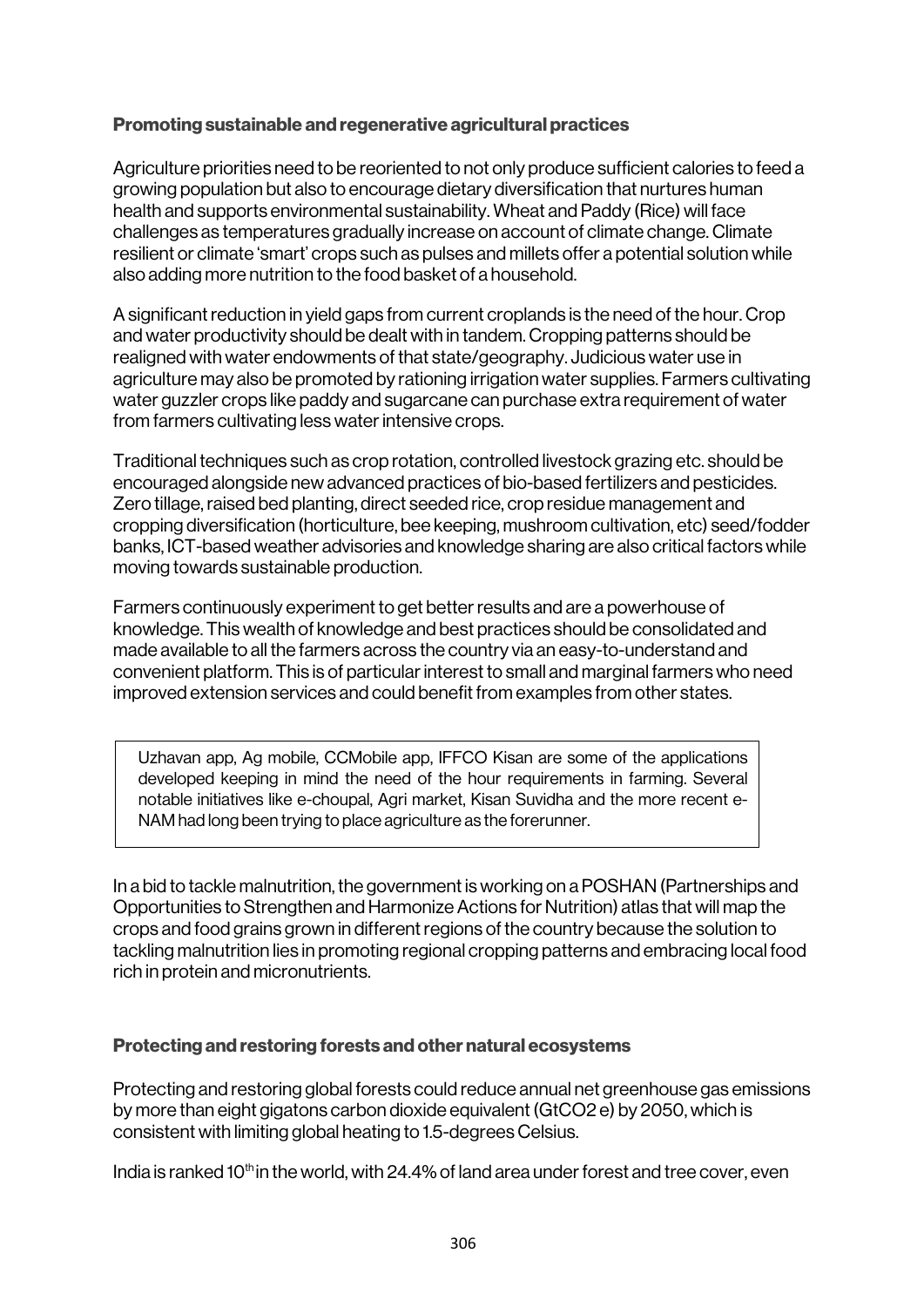### Promoting sustainable and regenerative agricultural practices

Agriculture priorities need to be reoriented to not only produce sufficient calories to feed a growing population but also to encourage dietary diversification that nurtures human health and supports environmental sustainability. Wheat and Paddy (Rice) will face challenges as temperatures gradually increase on account of climate change. Climate resilient or climate 'smart' crops such as pulses and millets offer a potential solution while also adding more nutrition to the food basket of a household.

A significant reduction in yield gaps from current croplands is the need of the hour. Crop and water productivity should be dealt with in tandem. Cropping patterns should be realigned with water endowments of that state/geography. Judicious water use in agriculture may also be promoted by rationing irrigation water supplies. Farmers cultivating water guzzler crops like paddy and sugarcane can purchase extra requirement of water from farmers cultivating less water intensive crops.

Traditional techniques such as crop rotation, controlled livestock grazing etc. should be encouraged alongside new advanced practices of bio-based fertilizers and pesticides. Zero tillage, raised bed planting, direct seeded rice, crop residue management and cropping diversification (horticulture, bee keeping, mushroom cultivation, etc) seed/fodder banks, ICT-based weather advisories and knowledge sharing are also critical factors while moving towards sustainable production.

Farmers continuously experiment to get better results and are a powerhouse of knowledge. This wealth of knowledge and best practices should be consolidated and made available to all the farmers across the country via an easy-to-understand and convenient platform. This is of particular interest to small and marginal farmers who need improved extension services and could benefit from examples from other states.

> Uzhavan app, Ag mobile, CCMobile app, IFFCO Kisan are some of the applications developed keeping in mind the need of the hour requirements in farming. Several notable initiatives like e-choupal, Agri market, Kisan Suvidha and the more recent e-NAM had long been trying to place agriculture as the forerunner.

In a bid to tackle malnutrition, the government is working on a POSHAN (Partnerships and Opportunities to Strengthen and Harmonize Actions for Nutrition) atlas that will map the crops and food grains grown in different regions of the country because the solution to tackling malnutrition lies in promoting regional cropping patterns and embracing local food rich in protein and micronutrients.

### Protecting and restoring forests and other natural ecosystems

Protecting and restoring global forests could reduce annual net greenhouse gas emissions by more than eight gigatons carbon dioxide equivalent ($GtCO_2$ e) by 2050, which is consistent with limiting global heating to 1.5-degrees Celsius.

India is ranked 10th in the world, with 24.4% of land area under forest and tree cover, even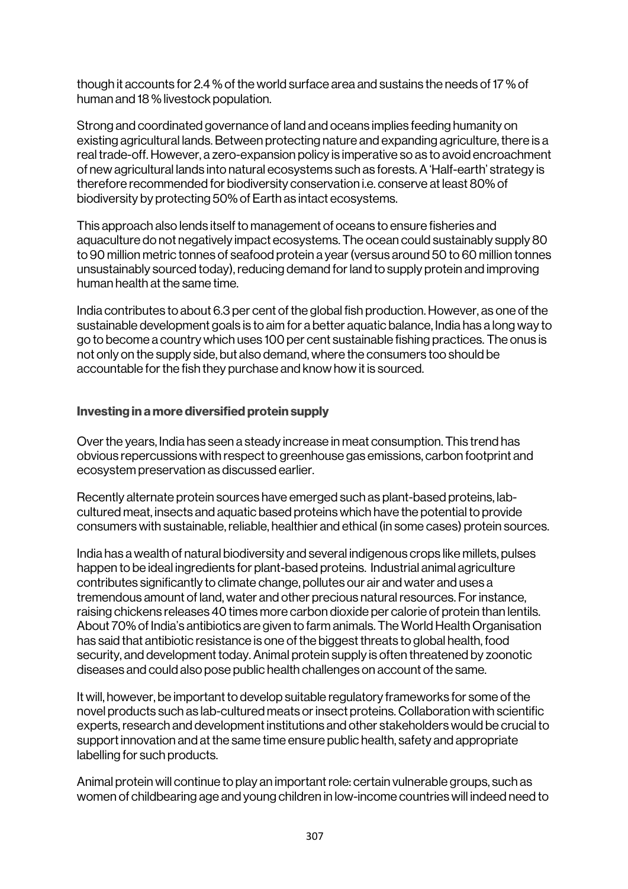though it accounts for 2.4 % of the world surface area and sustains the needs of 17 % of human and 18 % livestock population.

Strong and coordinated governance of land and oceans implies feeding humanity on existing agricultural lands. Between protecting nature and expanding agriculture, there is a real trade-off. However, a zero-expansion policy is imperative so as to avoid encroachment of new agricultural lands into natural ecosystems such as forests. A 'Half-earth' strategy is therefore recommended for biodiversity conservation i.e. conserve at least 80% of biodiversity by protecting 50% of Earth as intact ecosystems.

This approach also lends itself to management of oceans to ensure fisheries and aquaculture do not negatively impact ecosystems. The ocean could sustainably supply 80 to 90 million metric tonnes of seafood protein a year (versus around 50 to 60 million tonnes unsustainably sourced today), reducing demand for land to supply protein and improving human health at the same time.

India contributes to about 6.3 per cent of the global fish production. However, as one of the sustainable development goals is to aim for a better aquatic balance, India has a long way to go to become a country which uses 100 per cent sustainable fishing practices. The onus is not only on the supply side, but also demand, where the consumers too should be accountable for the fish they purchase and know how it is sourced.

### Investing in a more diversified protein supply

Over the years, India has seen a steady increase in meat consumption. This trend has obvious repercussions with respect to greenhouse gas emissions, carbon footprint and ecosystem preservation as discussed earlier.

Recently alternate protein sources have emerged such as plant-based proteins, lab-cultured meat, insects and aquatic based proteins which have the potential to provide consumers with sustainable, reliable, healthier and ethical (in some cases) protein sources.

India has a wealth of natural biodiversity and several indigenous crops like millets, pulses happen to be ideal ingredients for plant-based proteins. Industrial animal agriculture contributes significantly to climate change, pollutes our air and water and uses a tremendous amount of land, water and other precious natural resources. For instance, raising chickens releases 40 times more carbon dioxide per calorie of protein than lentils. About 70% of India's antibiotics are given to farm animals. The World Health Organisation has said that antibiotic resistance is one of the biggest threats to global health, food security, and development today. Animal protein supply is often threatened by zoonotic diseases and could also pose public health challenges on account of the same.

It will, however, be important to develop suitable regulatory frameworks for some of the novel products such as lab-cultured meats or insect proteins. Collaboration with scientific experts, research and development institutions and other stakeholders would be crucial to support innovation and at the same time ensure public health, safety and appropriate labelling for such products.

Animal protein will continue to play an important role: certain vulnerable groups, such as women of childbearing age and young children in low-income countries will indeed need to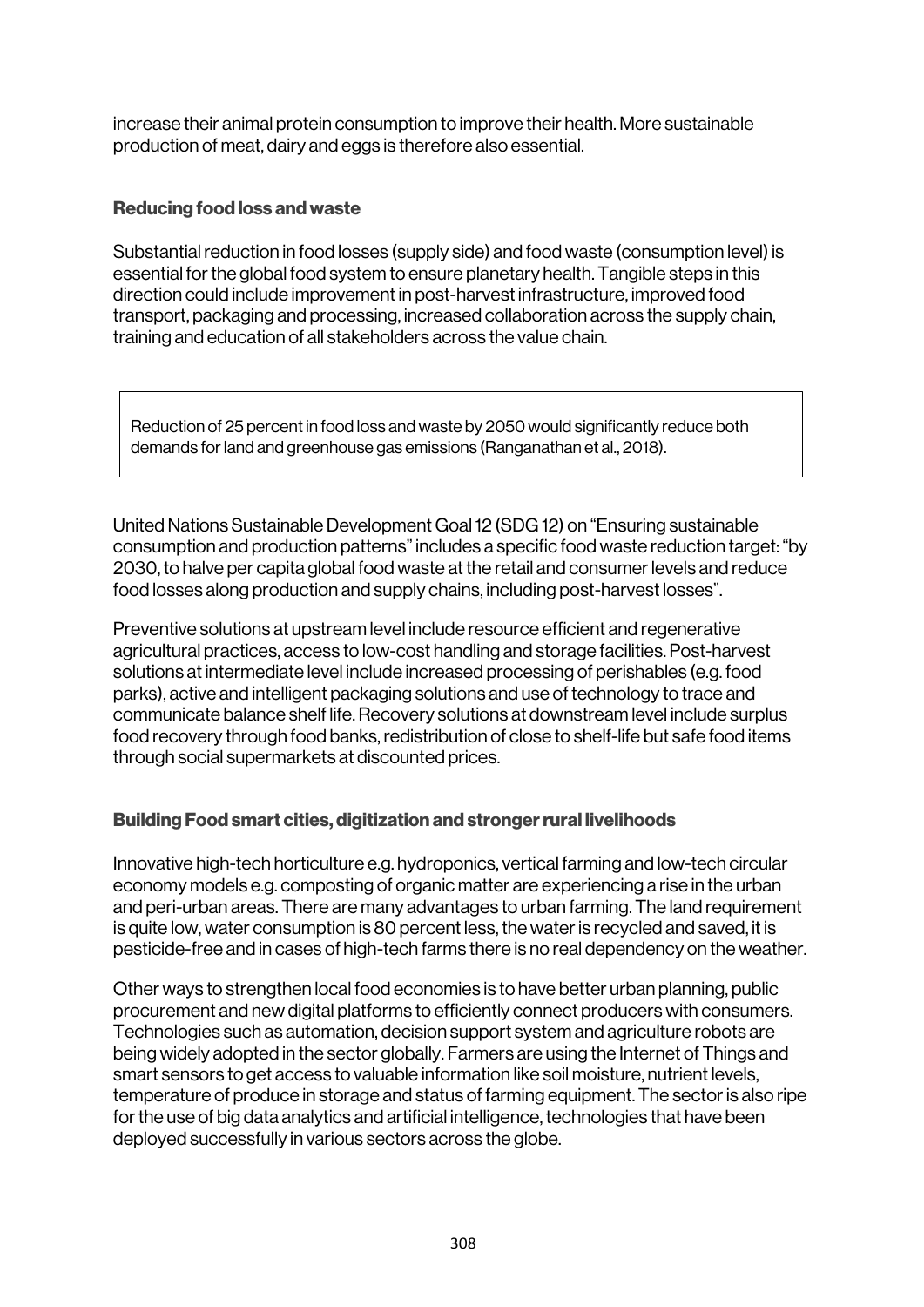increase their animal protein consumption to improve their health. More sustainable production of meat, dairy and eggs is therefore also essential.

### Reducing food loss and waste

Substantial reduction in food losses (supply side) and food waste (consumption level) is essential for the global food system to ensure planetary health. Tangible steps in this direction could include improvement in post-harvest infrastructure, improved food transport, packaging and processing, increased collaboration across the supply chain, training and education of all stakeholders across the value chain.

> Reduction of 25 percent in food loss and waste by 2050 would significantly reduce both demands for land and greenhouse gas emissions (Ranganathan et al., 2018).

United Nations Sustainable Development Goal 12 (SDG 12) on "Ensuring sustainable consumption and production patterns" includes a specific food waste reduction target: "by 2030, to halve per capita global food waste at the retail and consumer levels and reduce food losses along production and supply chains, including post-harvest losses".

Preventive solutions at upstream level include resource efficient and regenerative agricultural practices, access to low-cost handling and storage facilities. Post-harvest solutions at intermediate level include increased processing of perishables (e.g. food parks), active and intelligent packaging solutions and use of technology to trace and communicate balance shelf life. Recovery solutions at downstream level include surplus food recovery through food banks, redistribution of close to shelf-life but safe food items through social supermarkets at discounted prices.

### Building Food smart cities, digitization and stronger rural livelihoods

Innovative high-tech horticulture e.g. hydroponics, vertical farming and low-tech circular economy models e.g. composting of organic matter are experiencing a rise in the urban and peri-urban areas. There are many advantages to urban farming. The land requirement is quite low, water consumption is 80 percent less, the water is recycled and saved, it is pesticide-free and in cases of high-tech farms there is no real dependency on the weather.

Other ways to strengthen local food economies is to have better urban planning, public procurement and new digital platforms to efficiently connect producers with consumers. Technologies such as automation, decision support system and agriculture robots are being widely adopted in the sector globally. Farmers are using the Internet of Things and smart sensors to get access to valuable information like soil moisture, nutrient levels, temperature of produce in storage and status of farming equipment. The sector is also ripe for the use of big data analytics and artificial intelligence, technologies that have been deployed successfully in various sectors across the globe.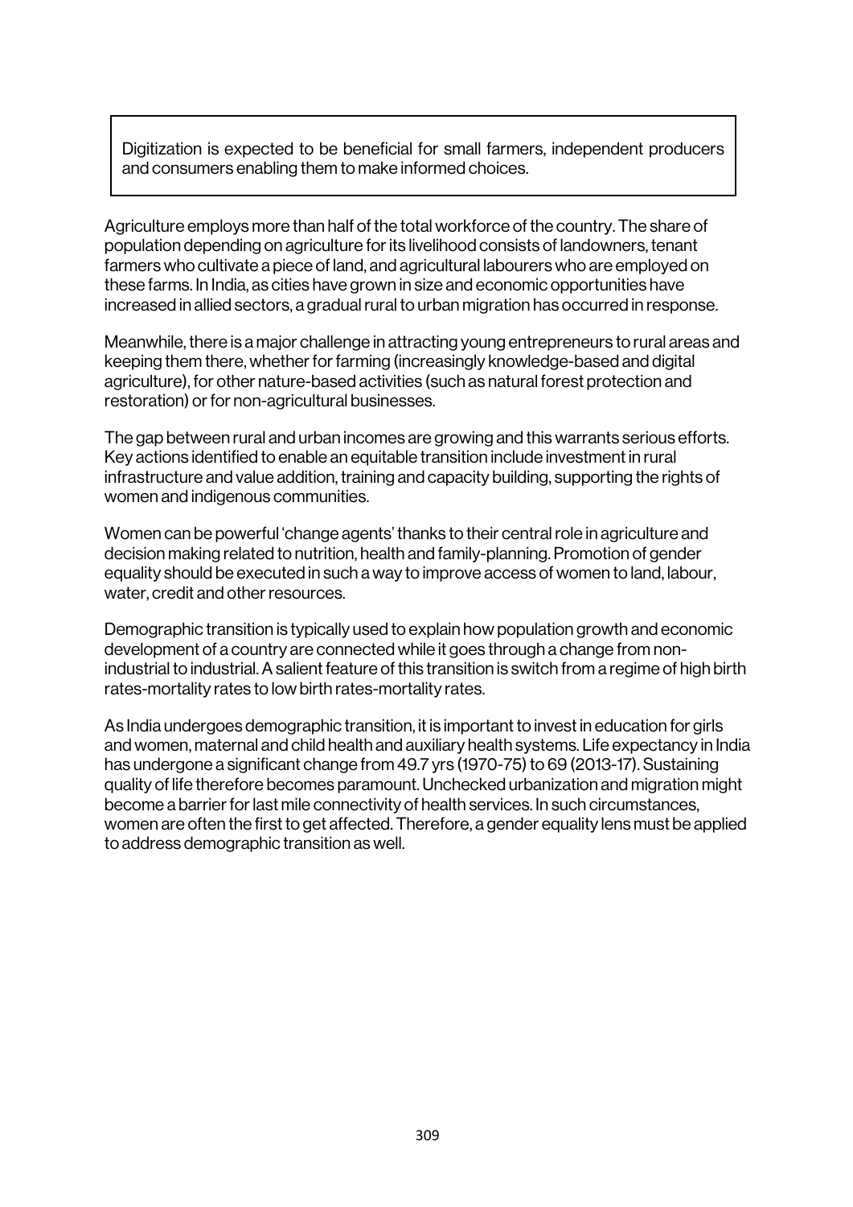> Digitization is expected to be beneficial for small farmers, independent producers and consumers enabling them to make informed choices.

Agriculture employs more than half of the total workforce of the country. The share of population depending on agriculture for its livelihood consists of landowners, tenant farmers who cultivate a piece of land, and agricultural labourers who are employed on these farms. In India, as cities have grown in size and economic opportunities have increased in allied sectors, a gradual rural to urban migration has occurred in response.

Meanwhile, there is a major challenge in attracting young entrepreneurs to rural areas and keeping them there, whether for farming (increasingly knowledge-based and digital agriculture), for other nature-based activities (such as natural forest protection and restoration) or for non-agricultural businesses.

The gap between rural and urban incomes are growing and this warrants serious efforts. Key actions identified to enable an equitable transition include investment in rural infrastructure and value addition, training and capacity building, supporting the rights of women and indigenous communities.

Women can be powerful 'change agents' thanks to their central role in agriculture and decision making related to nutrition, health and family-planning. Promotion of gender equality should be executed in such a way to improve access of women to land, labour, water, credit and other resources.

Demographic transition is typically used to explain how population growth and economic development of a country are connected while it goes through a change from non-industrial to industrial. A salient feature of this transition is switch from a regime of high birth rates-mortality rates to low birth rates-mortality rates.

As India undergoes demographic transition, it is important to invest in education for girls and women, maternal and child health and auxiliary health systems. Life expectancy in India has undergone a significant change from 49.7 yrs (1970-75) to 69 (2013-17). Sustaining quality of life therefore becomes paramount. Unchecked urbanization and migration might become a barrier for last mile connectivity of health services. In such circumstances, women are often the first to get affected. Therefore, a gender equality lens must be applied to address demographic transition as well.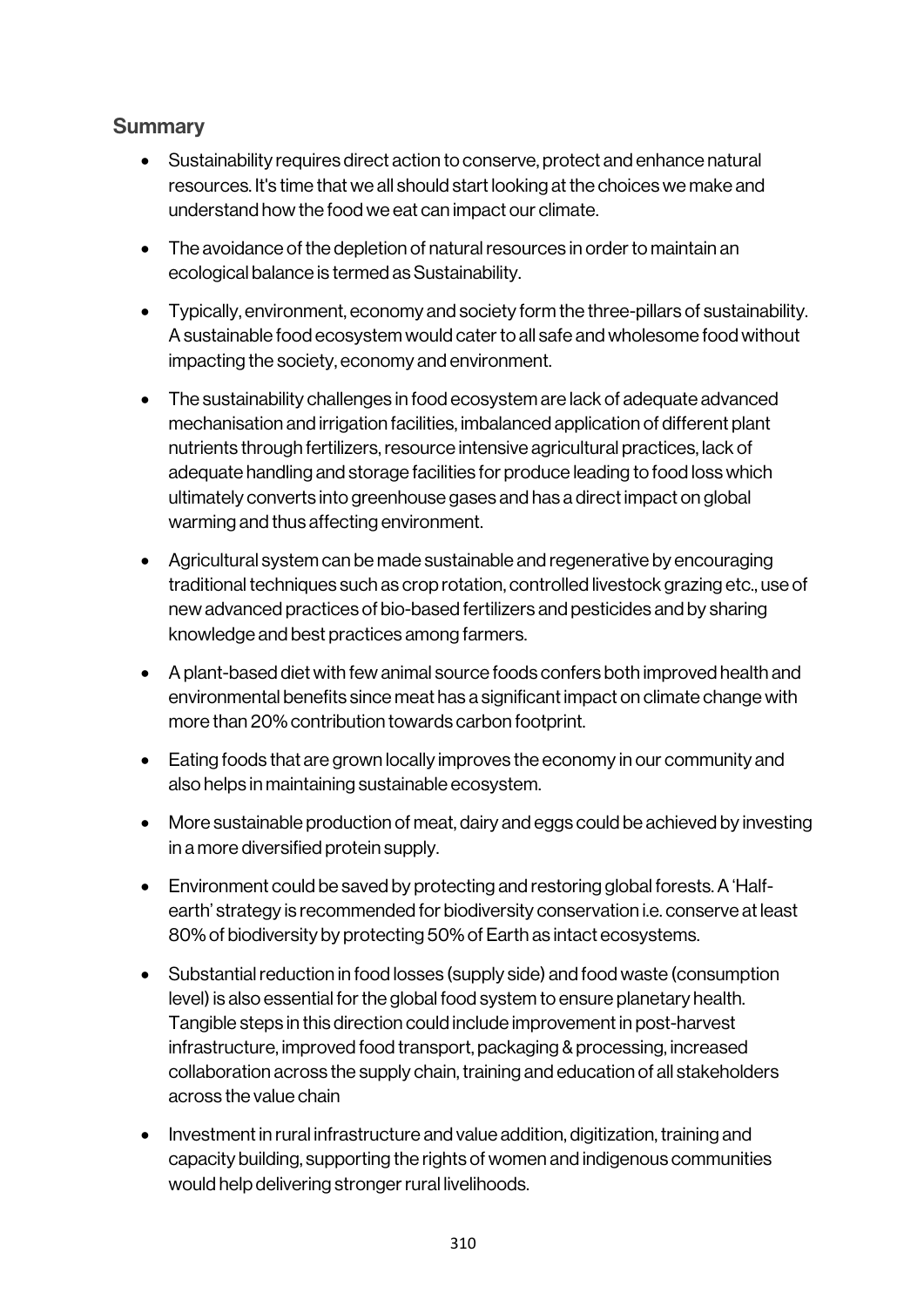## Summary

- Sustainability requires direct action to conserve, protect and enhance natural resources. It's time that we all should start looking at the choices we make and understand how the food we eat can impact our climate.
- The avoidance of the depletion of natural resources in order to maintain an ecological balance is termed as Sustainability.
- Typically, environment, economy and society form the three-pillars of sustainability. A sustainable food ecosystem would cater to all safe and wholesome food without impacting the society, economy and environment.
- The sustainability challenges in food ecosystem are lack of adequate advanced mechanisation and irrigation facilities, imbalanced application of different plant nutrients through fertilizers, resource intensive agricultural practices, lack of adequate handling and storage facilities for produce leading to food loss which ultimately converts into greenhouse gases and has a direct impact on global warming and thus affecting environment.
- Agricultural system can be made sustainable and regenerative by encouraging traditional techniques such as crop rotation, controlled livestock grazing etc., use of new advanced practices of bio-based fertilizers and pesticides and by sharing knowledge and best practices among farmers.
- A plant-based diet with few animal source foods confers both improved health and environmental benefits since meat has a significant impact on climate change with more than 20% contribution towards carbon footprint.
- Eating foods that are grown locally improves the economy in our community and also helps in maintaining sustainable ecosystem.
- More sustainable production of meat, dairy and eggs could be achieved by investing in a more diversified protein supply.
- Environment could be saved by protecting and restoring global forests. A 'Half-earth' strategy is recommended for biodiversity conservation i.e. conserve at least 80% of biodiversity by protecting 50% of Earth as intact ecosystems.
- Substantial reduction in food losses (supply side) and food waste (consumption level) is also essential for the global food system to ensure planetary health. Tangible steps in this direction could include improvement in post-harvest infrastructure, improved food transport, packaging & processing, increased collaboration across the supply chain, training and education of all stakeholders across the value chain
- Investment in rural infrastructure and value addition, digitization, training and capacity building, supporting the rights of women and indigenous communities would help delivering stronger rural livelihoods.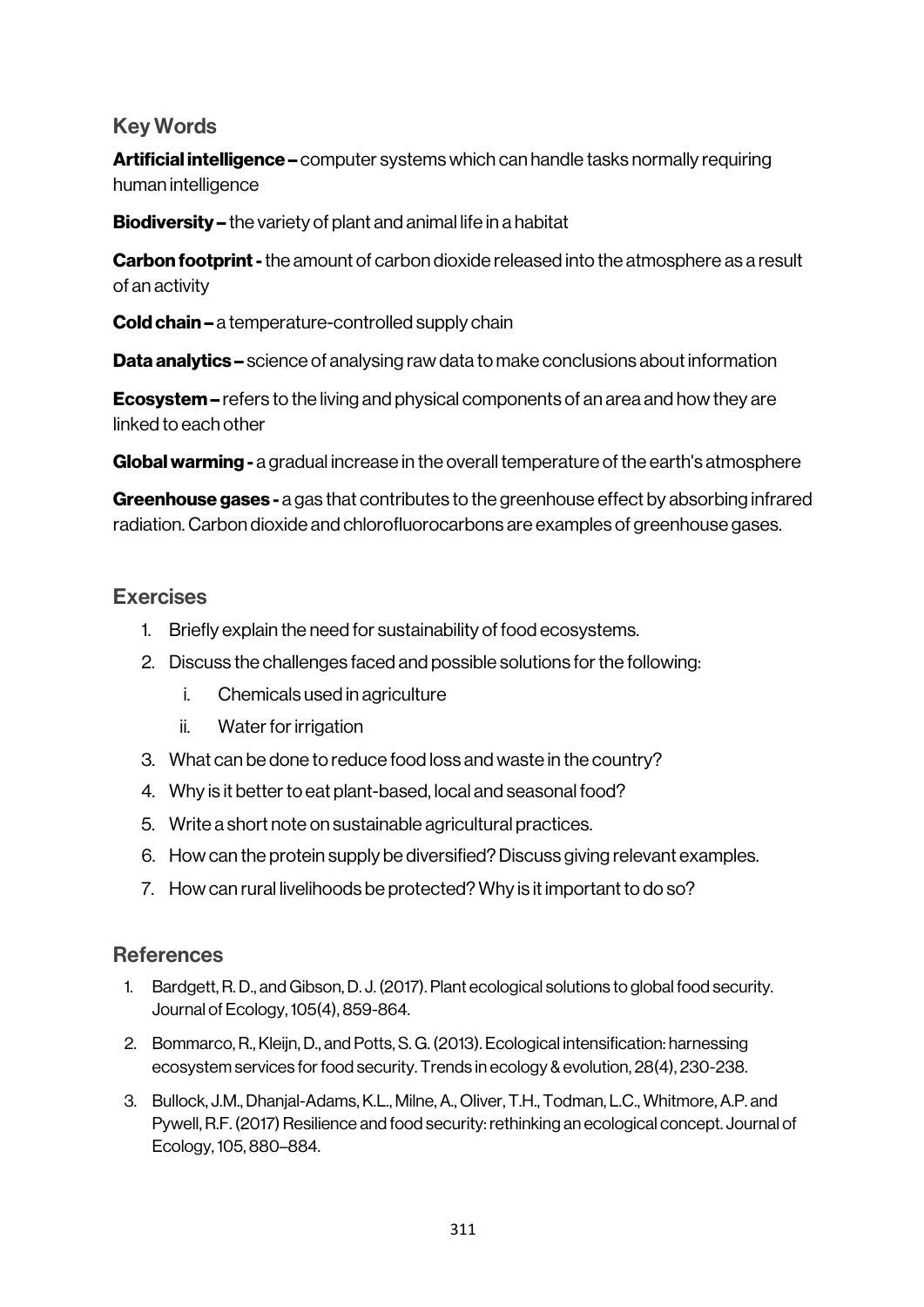## Key Words

**Artificial intelligence –** computer systems which can handle tasks normally requiring human intelligence

**Biodiversity –** the variety of plant and animal life in a habitat

**Carbon footprint -** the amount of carbon dioxide released into the atmosphere as a result of an activity

**Cold chain –** a temperature-controlled supply chain

**Data analytics –** science of analysing raw data to make conclusions about information

**Ecosystem –** refers to the living and physical components of an area and how they are linked to each other

**Global warming -** a gradual increase in the overall temperature of the earth's atmosphere

**Greenhouse gases -** a gas that contributes to the greenhouse effect by absorbing infrared radiation. Carbon dioxide and chlorofluorocarbons are examples of greenhouse gases.

## Exercises

1. Briefly explain the need for sustainability of food ecosystems.
2. Discuss the challenges faced and possible solutions for the following:
   i. Chemicals used in agriculture
   ii. Water for irrigation
3. What can be done to reduce food loss and waste in the country?
4. Why is it better to eat plant-based, local and seasonal food?
5. Write a short note on sustainable agricultural practices.
6. How can the protein supply be diversified? Discuss giving relevant examples.
7. How can rural livelihoods be protected? Why is it important to do so?

## References

1. Bardgett, R. D., and Gibson, D. J. (2017). Plant ecological solutions to global food security. Journal of Ecology, 105(4), 859-864.
2. Bommarco, R., Kleijn, D., and Potts, S. G. (2013). Ecological intensification: harnessing ecosystem services for food security. Trends in ecology & evolution, 28(4), 230-238.
3. Bullock, J.M., Dhanjal-Adams, K.L., Milne, A., Oliver, T.H., Todman, L.C., Whitmore, A.P. and Pywell, R.F. (2017) Resilience and food security: rethinking an ecological concept. Journal of Ecology, 105, 880–884.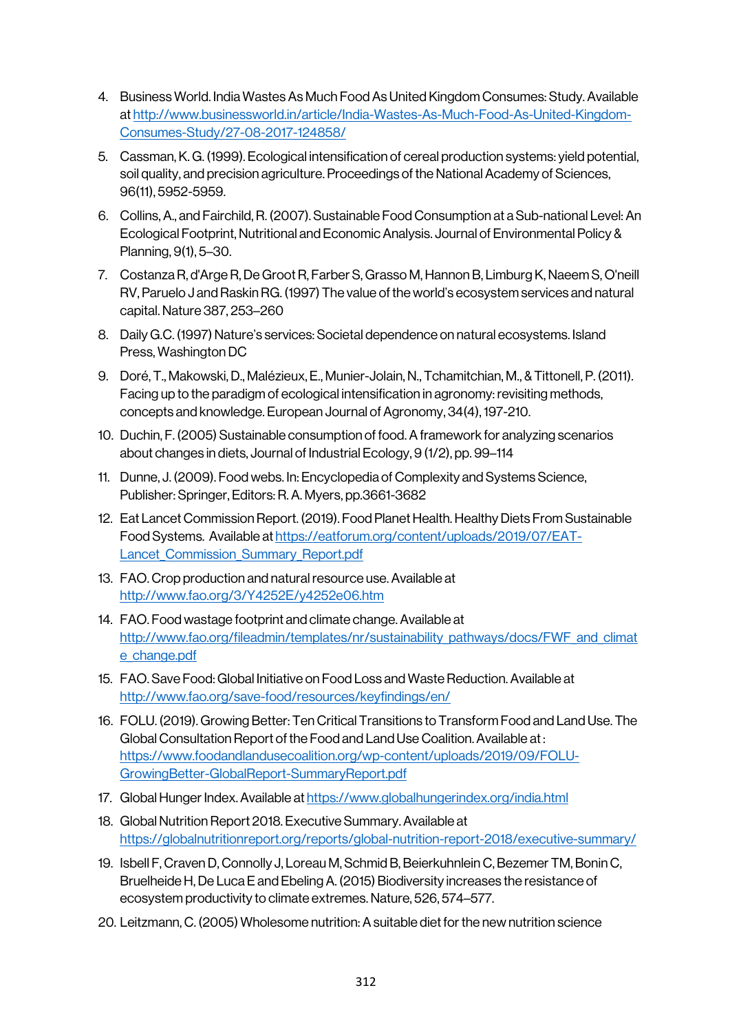4. Business World. India Wastes As Much Food As United Kingdom Consumes: Study. Available at http://www.businessworld.in/article/India-Wastes-As-Much-Food-As-United-Kingdom-Consumes-Study/27-08-2017-124858/
5. Cassman, K. G. (1999). Ecological intensification of cereal production systems: yield potential, soil quality, and precision agriculture. Proceedings of the National Academy of Sciences, 96(11), 5952-5959.
6. Collins, A., and Fairchild, R. (2007). Sustainable Food Consumption at a Sub-national Level: An Ecological Footprint, Nutritional and Economic Analysis. Journal of Environmental Policy & Planning, 9(1), 5–30.
7. Costanza R, d'Arge R, De Groot R, Farber S, Grasso M, Hannon B, Limburg K, Naeem S, O'neill RV, Paruelo J and Raskin RG. (1997) The value of the world's ecosystem services and natural capital. Nature 387, 253–260
8. Daily G.C. (1997) Nature's services: Societal dependence on natural ecosystems. Island Press, Washington DC
9. Doré, T., Makowski, D., Malézieux, E., Munier-Jolain, N., Tchamitchian, M., & Tittonell, P. (2011). Facing up to the paradigm of ecological intensification in agronomy: revisiting methods, concepts and knowledge. European Journal of Agronomy, 34(4), 197-210.
10. Duchin, F. (2005) Sustainable consumption of food. A framework for analyzing scenarios about changes in diets, Journal of Industrial Ecology, 9 (1/2), pp. 99–114
11. Dunne, J. (2009). Food webs. In: Encyclopedia of Complexity and Systems Science, Publisher: Springer, Editors: R. A. Myers, pp.3661-3682
12. Eat Lancet Commission Report. (2019). Food Planet Health. Healthy Diets From Sustainable Food Systems. Available at https://eatforum.org/content/uploads/2019/07/EAT-Lancet_Commission_Summary_Report.pdf
13. FAO. Crop production and natural resource use. Available at http://www.fao.org/3/Y4252E/y4252e06.htm
14. FAO. Food wastage footprint and climate change. Available at http://www.fao.org/fileadmin/templates/nr/sustainability_pathways/docs/FWF_and_climate_change.pdf
15. FAO. Save Food: Global Initiative on Food Loss and Waste Reduction. Available at http://www.fao.org/save-food/resources/keyfindings/en/
16. FOLU. (2019). Growing Better: Ten Critical Transitions to Transform Food and Land Use. The Global Consultation Report of the Food and Land Use Coalition. Available at : https://www.foodandlandusecoalition.org/wp-content/uploads/2019/09/FOLU-GrowingBetter-GlobalReport-SummaryReport.pdf
17. Global Hunger Index. Available at https://www.globalhungerindex.org/india.html
18. Global Nutrition Report 2018. Executive Summary. Available at https://globalnutritionreport.org/reports/global-nutrition-report-2018/executive-summary/
19. Isbell F, Craven D, Connolly J, Loreau M, Schmid B, Beierkuhnlein C, Bezemer TM, Bonin C, Bruelheide H, De Luca E and Ebeling A. (2015) Biodiversity increases the resistance of ecosystem productivity to climate extremes. Nature, 526, 574–577.
20. Leitzmann, C. (2005) Wholesome nutrition: A suitable diet for the new nutrition science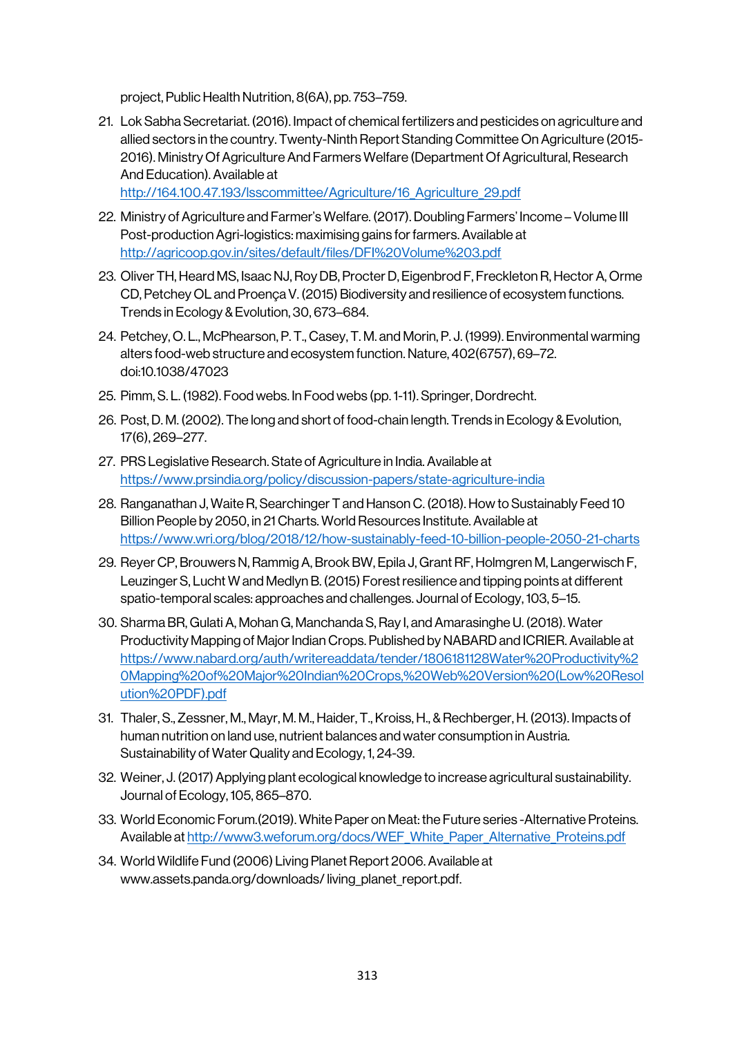project, Public Health Nutrition, 8(6A), pp. 753–759.

21. Lok Sabha Secretariat. (2016). Impact of chemical fertilizers and pesticides on agriculture and allied sectors in the country. Twenty-Ninth Report Standing Committee On Agriculture (2015-2016). Ministry Of Agriculture And Farmers Welfare (Department Of Agricultural, Research And Education). Available at http://164.100.47.193/lsscommittee/Agriculture/16_Agriculture_29.pdf
22. Ministry of Agriculture and Farmer's Welfare. (2017). Doubling Farmers' Income – Volume III Post-production Agri-logistics: maximising gains for farmers. Available at http://agricoop.gov.in/sites/default/files/DFI%20Volume%203.pdf
23. Oliver TH, Heard MS, Isaac NJ, Roy DB, Procter D, Eigenbrod F, Freckleton R, Hector A, Orme CD, Petchey OL and Proença V. (2015) Biodiversity and resilience of ecosystem functions. Trends in Ecology & Evolution, 30, 673–684.
24. Petchey, O. L., McPhearson, P. T., Casey, T. M. and Morin, P. J. (1999). Environmental warming alters food-web structure and ecosystem function. Nature, 402(6757), 69–72. doi:10.1038/47023
25. Pimm, S. L. (1982). Food webs. In Food webs (pp. 1-11). Springer, Dordrecht.
26. Post, D. M. (2002). The long and short of food-chain length. Trends in Ecology & Evolution, 17(6), 269–277.
27. PRS Legislative Research. State of Agriculture in India. Available at https://www.prsindia.org/policy/discussion-papers/state-agriculture-india
28. Ranganathan J, Waite R, Searchinger T and Hanson C. (2018). How to Sustainably Feed 10 Billion People by 2050, in 21 Charts. World Resources Institute. Available at https://www.wri.org/blog/2018/12/how-sustainably-feed-10-billion-people-2050-21-charts
29. Reyer CP, Brouwers N, Rammig A, Brook BW, Epila J, Grant RF, Holmgren M, Langerwisch F, Leuzinger S, Lucht W and Medlyn B. (2015) Forest resilience and tipping points at different spatio-temporal scales: approaches and challenges. Journal of Ecology, 103, 5–15.
30. Sharma BR, Gulati A, Mohan G, Manchanda S, Ray I, and Amarasinghe U. (2018). Water Productivity Mapping of Major Indian Crops. Published by NABARD and ICRIER. Available at https://www.nabard.org/auth/writereaddata/tender/1806181128Water%20Productivity%20Mapping%20of%20Major%20Indian%20Crops,%20Web%20Version%20(Low%20Resolution%20PDF).pdf
31. Thaler, S., Zessner, M., Mayr, M. M., Haider, T., Kroiss, H., & Rechberger, H. (2013). Impacts of human nutrition on land use, nutrient balances and water consumption in Austria. Sustainability of Water Quality and Ecology, 1, 24-39.
32. Weiner, J. (2017) Applying plant ecological knowledge to increase agricultural sustainability. Journal of Ecology, 105, 865–870.
33. World Economic Forum.(2019). White Paper on Meat: the Future series -Alternative Proteins. Available at http://www3.weforum.org/docs/WEF_White_Paper_Alternative_Proteins.pdf
34. World Wildlife Fund (2006) Living Planet Report 2006. Available at www.assets.panda.org/downloads/ living_planet_report.pdf.